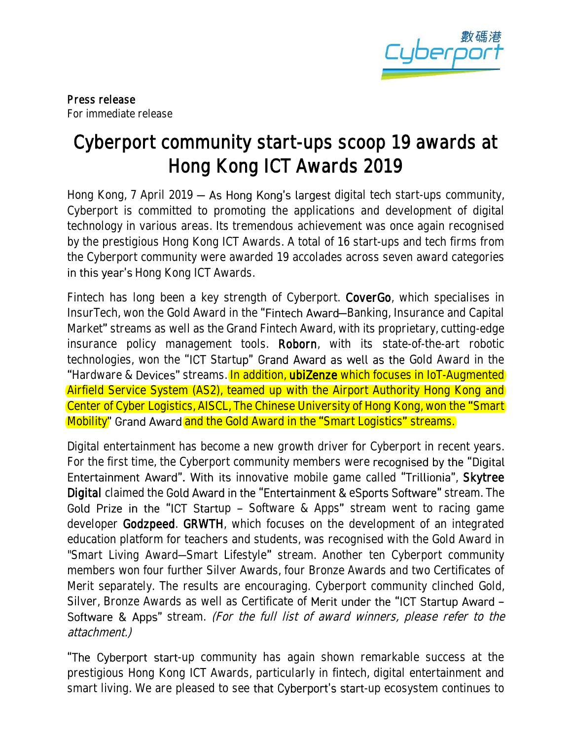**Press release**
For immediate release

# Cyberport community start-ups scoop 19 awards at Hong Kong ICT Awards 2019

Hong Kong, 7 April 2019 — As Hong Kong's largest digital tech start-ups community, Cyberport is committed to promoting the applications and development of digital technology in various areas. Its tremendous achievement was once again recognised by the prestigious Hong Kong ICT Awards. A total of 16 start-ups and tech firms from the Cyberport community were awarded 19 accolades across seven award categories in this year's Hong Kong ICT Awards.

Fintech has long been a key strength of Cyberport. **CoverGo**, which specialises in InsurTech, won the Gold Award in the "Fintech Award—Banking, Insurance and Capital Market" streams as well as the Grand Fintech Award, with its proprietary, cutting-edge insurance policy management tools. **Roborn**, with its state-of-the-art robotic technologies, won the "ICT Startup" Grand Award as well as the Gold Award in the "Hardware & Devices" streams. In addition, **ubiZenze** which focuses in IoT-Augmented Airfield Service System (AS2), teamed up with the Airport Authority Hong Kong and Center of Cyber Logistics, AISCL, The Chinese University of Hong Kong, won the "Smart Mobility" Grand Award and the Gold Award in the "Smart Logistics" streams.

Digital entertainment has become a new growth driver for Cyberport in recent years. For the first time, the Cyberport community members were recognised by the "Digital Entertainment Award". With its innovative mobile game called "Trillionia", **Skytree Digital** claimed the Gold Award in the "Entertainment & eSports Software" stream. The Gold Prize in the "ICT Startup – Software & Apps" stream went to racing game developer **Godzpeed**. **GRWTH**, which focuses on the development of an integrated education platform for teachers and students, was recognised with the Gold Award in "Smart Living Award—Smart Lifestyle" stream. Another ten Cyberport community members won four further Silver Awards, four Bronze Awards and two Certificates of Merit separately. The results are encouraging. Cyberport community clinched Gold, Silver, Bronze Awards as well as Certificate of Merit under the "ICT Startup Award – Software & Apps" stream. *(For the full list of award winners, please refer to the attachment.)*

"The Cyberport start-up community has again shown remarkable success at the prestigious Hong Kong ICT Awards, particularly in fintech, digital entertainment and smart living. We are pleased to see that Cyberport's start-up ecosystem continues to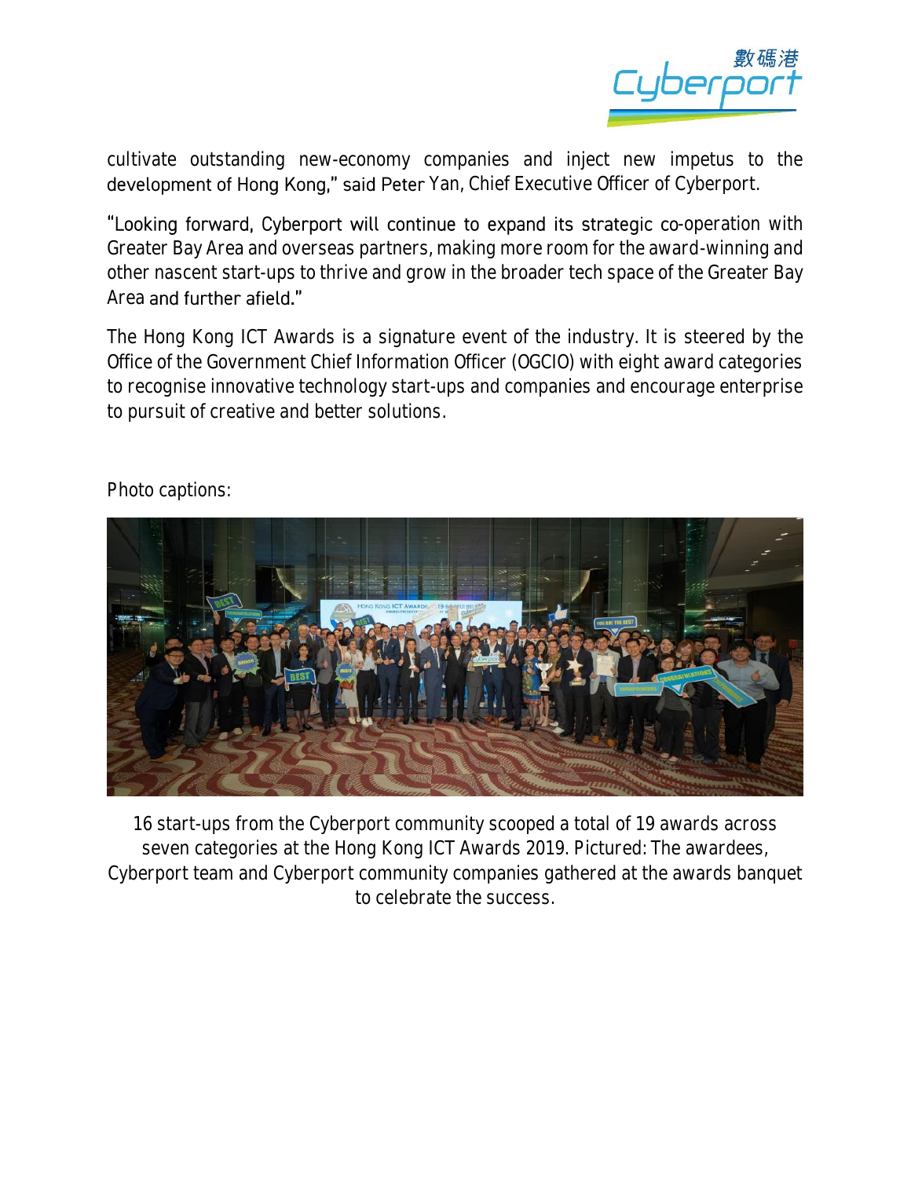cultivate outstanding new-economy companies and inject new impetus to the development of Hong Kong," said Peter Yan, Chief Executive Officer of Cyberport.

"Looking forward, Cyberport will continue to expand its strategic co-operation with Greater Bay Area and overseas partners, making more room for the award-winning and other nascent start-ups to thrive and grow in the broader tech space of the Greater Bay Area and further afield."

The Hong Kong ICT Awards is a signature event of the industry. It is steered by the Office of the Government Chief Information Officer (OGCIO) with eight award categories to recognise innovative technology start-ups and companies and encourage enterprise to pursuit of creative and better solutions.

Photo captions:

16 start-ups from the Cyberport community scooped a total of 19 awards across seven categories at the Hong Kong ICT Awards 2019. Pictured: The awardees, Cyberport team and Cyberport community companies gathered at the awards banquet to celebrate the success.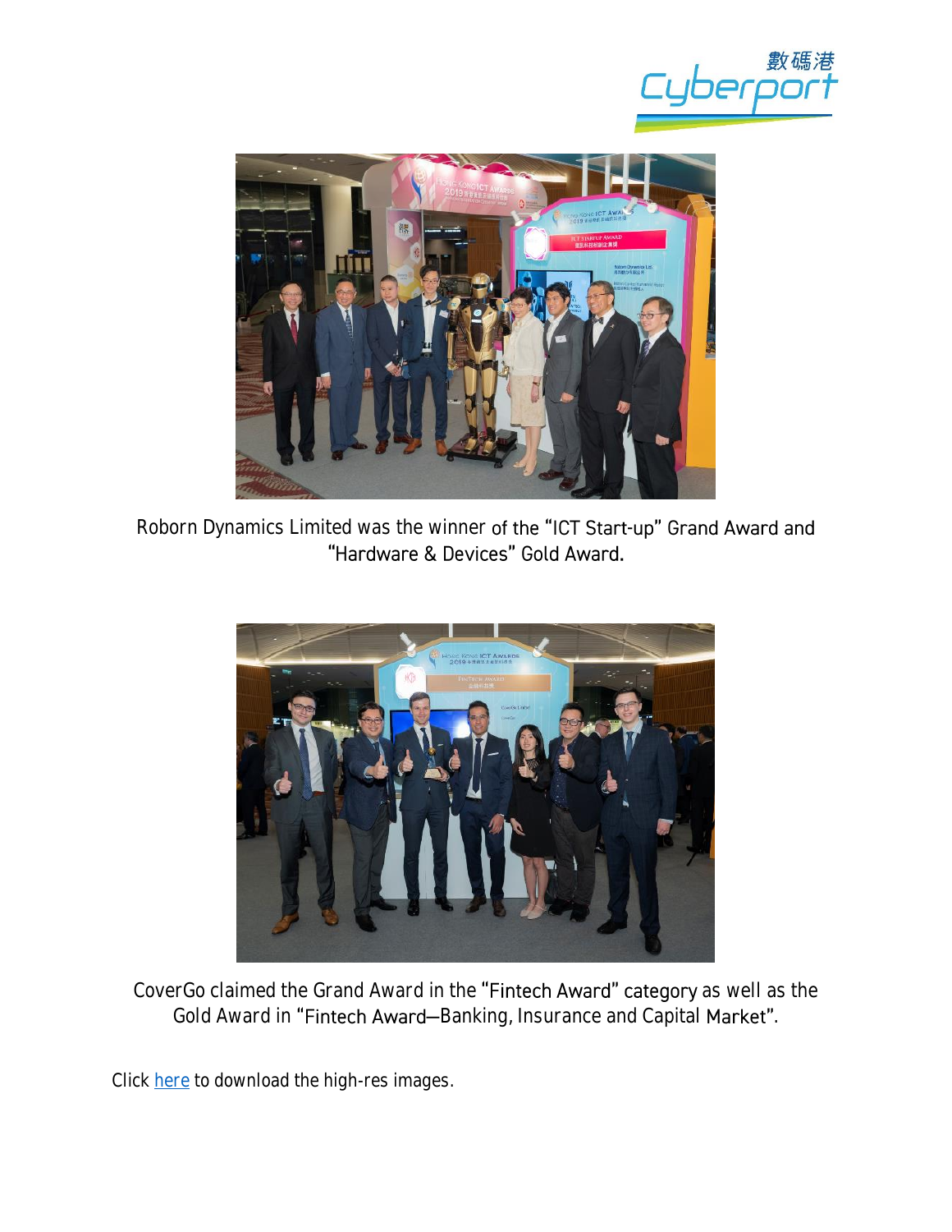Roborn Dynamics Limited was the winner of the "ICT Start-up" Grand Award and "Hardware & Devices" Gold Award.

CoverGo claimed the Grand Award in the "Fintech Award" category as well as the Gold Award in "Fintech Award—Banking, Insurance and Capital Market".

Click here to download the high-res images.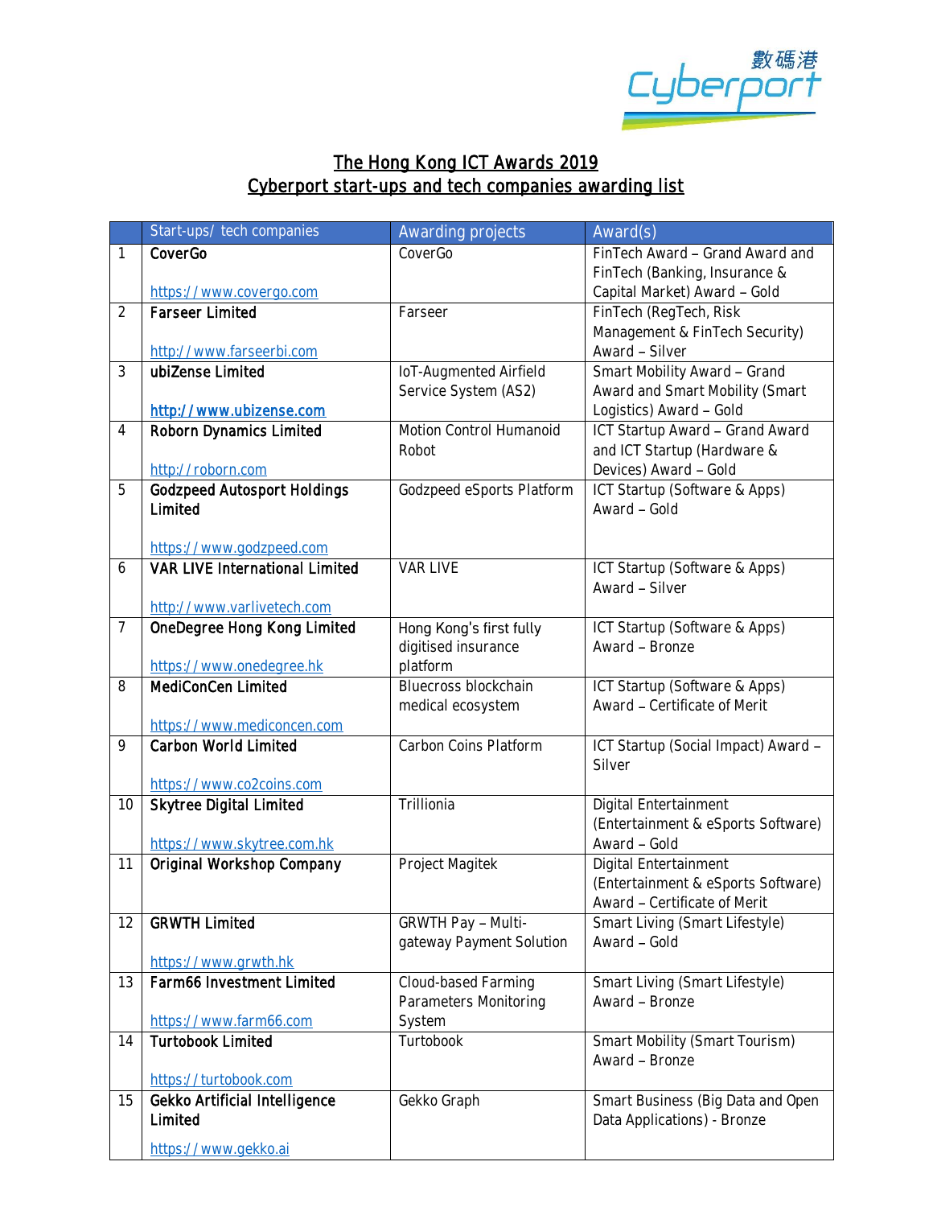## The Hong Kong ICT Awards 2019
## Cyberport start-ups and tech companies awarding list

| | Start-ups/ tech companies | Awarding projects | Award(s) |
|---|---|---|---|
| 1 | **CoverGo**<br><br>https://www.covergo.com | CoverGo | FinTech Award – Grand Award and FinTech (Banking, Insurance & Capital Market) Award – Gold |
| 2 | **Farseer Limited**<br><br>http://www.farseerbi.com | Farseer | FinTech (RegTech, Risk Management & FinTech Security) Award – Silver |
| 3 | **ubiZense Limited**<br><br>**http://www.ubizense.com** | IoT-Augmented Airfield Service System (AS2) | Smart Mobility Award – Grand Award and Smart Mobility (Smart Logistics) Award – Gold |
| 4 | **Roborn Dynamics Limited**<br><br>http://roborn.com | Motion Control Humanoid Robot | ICT Startup Award – Grand Award and ICT Startup (Hardware & Devices) Award – Gold |
| 5 | **Godzpeed Autosport Holdings Limited**<br><br>https://www.godzpeed.com | Godzpeed eSports Platform | ICT Startup (Software & Apps) Award – Gold |
| 6 | **VAR LIVE International Limited**<br><br>http://www.varlivetech.com | VAR LIVE | ICT Startup (Software & Apps) Award – Silver |
| 7 | **OneDegree Hong Kong Limited**<br><br>https://www.onedegree.hk | Hong Kong's first fully digitised insurance platform | ICT Startup (Software & Apps) Award – Bronze |
| 8 | **MediConCen Limited**<br><br>https://www.mediconcen.com | Bluecross blockchain medical ecosystem | ICT Startup (Software & Apps) Award – Certificate of Merit |
| 9 | **Carbon World Limited**<br><br>https://www.co2coins.com | Carbon Coins Platform | ICT Startup (Social Impact) Award – Silver |
| 10 | **Skytree Digital Limited**<br><br>https://www.skytree.com.hk | Trillionia | Digital Entertainment (Entertainment & eSports Software) Award – Gold |
| 11 | **Original Workshop Company** | Project Magitek | Digital Entertainment (Entertainment & eSports Software) Award – Certificate of Merit |
| 12 | **GRWTH Limited**<br><br>https://www.grwth.hk | GRWTH Pay – Multi-gateway Payment Solution | Smart Living (Smart Lifestyle) Award – Gold |
| 13 | **Farm66 Investment Limited**<br><br>https://www.farm66.com | Cloud-based Farming Parameters Monitoring System | Smart Living (Smart Lifestyle) Award – Bronze |
| 14 | **Turtobook Limited**<br><br>https://turtobook.com | Turtobook | Smart Mobility (Smart Tourism) Award – Bronze |
| 15 | **Gekko Artificial Intelligence Limited**<br><br>https://www.gekko.ai | Gekko Graph | Smart Business (Big Data and Open Data Applications) - Bronze |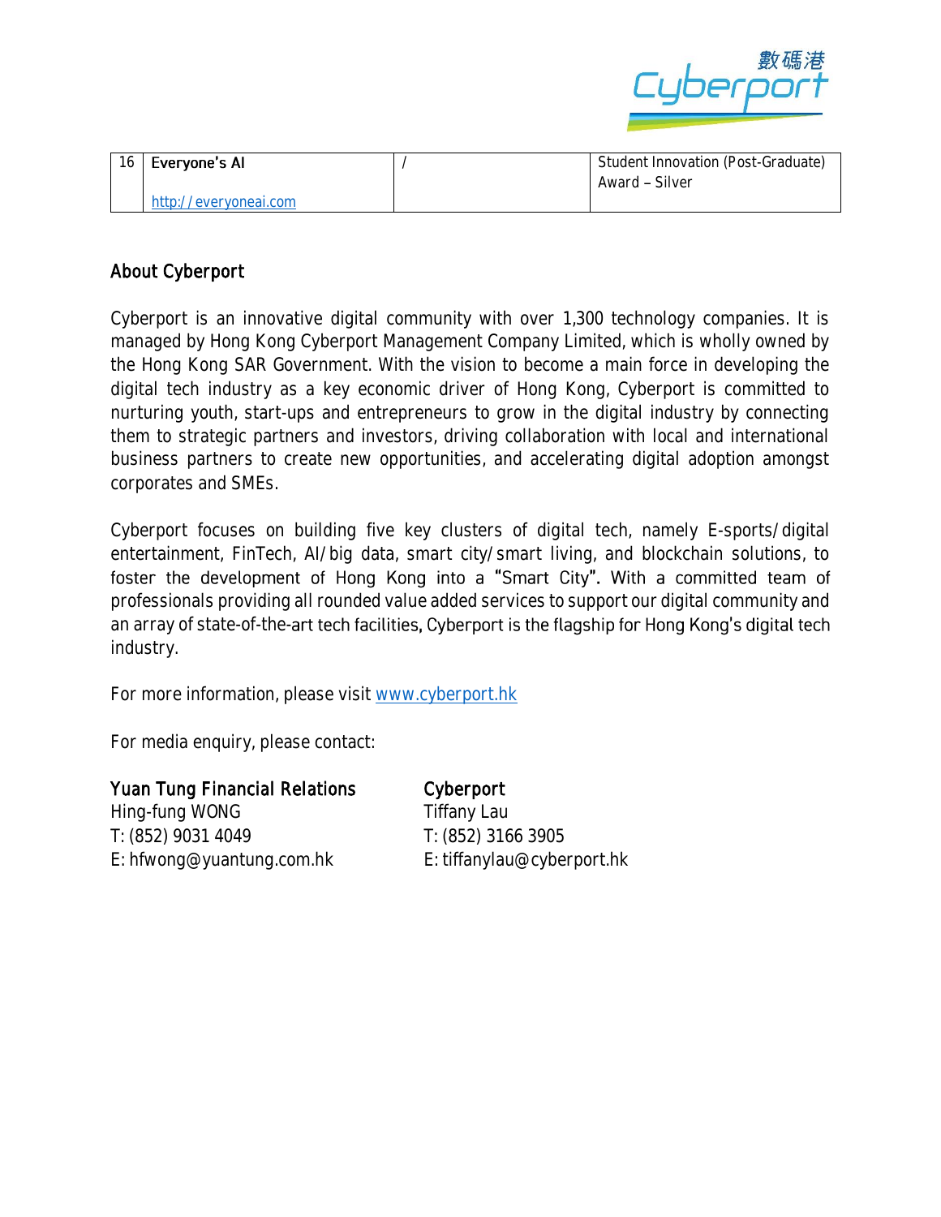| | | | |
|---|---|---|---|
| 16 | **Everyone's AI**<br><br>http://everyoneai.com | / | Student Innovation (Post-Graduate) Award – Silver |

## About Cyberport

Cyberport is an innovative digital community with over 1,300 technology companies. It is managed by Hong Kong Cyberport Management Company Limited, which is wholly owned by the Hong Kong SAR Government. With the vision to become a main force in developing the digital tech industry as a key economic driver of Hong Kong, Cyberport is committed to nurturing youth, start-ups and entrepreneurs to grow in the digital industry by connecting them to strategic partners and investors, driving collaboration with local and international business partners to create new opportunities, and accelerating digital adoption amongst corporates and SMEs.

Cyberport focuses on building five key clusters of digital tech, namely E-sports/digital entertainment, FinTech, AI/big data, smart city/smart living, and blockchain solutions, to foster the development of Hong Kong into a "Smart City". With a committed team of professionals providing all rounded value added services to support our digital community and an array of state-of-the-art tech facilities, Cyberport is the flagship for Hong Kong's digital tech industry.

For more information, please visit www.cyberport.hk

For media enquiry, please contact:

**Yuan Tung Financial Relations**
Hing-fung WONG
T: (852) 9031 4049
E: hfwong@yuantung.com.hk

**Cyberport**
Tiffany Lau
T: (852) 3166 3905
E: tiffanylau@cyberport.hk